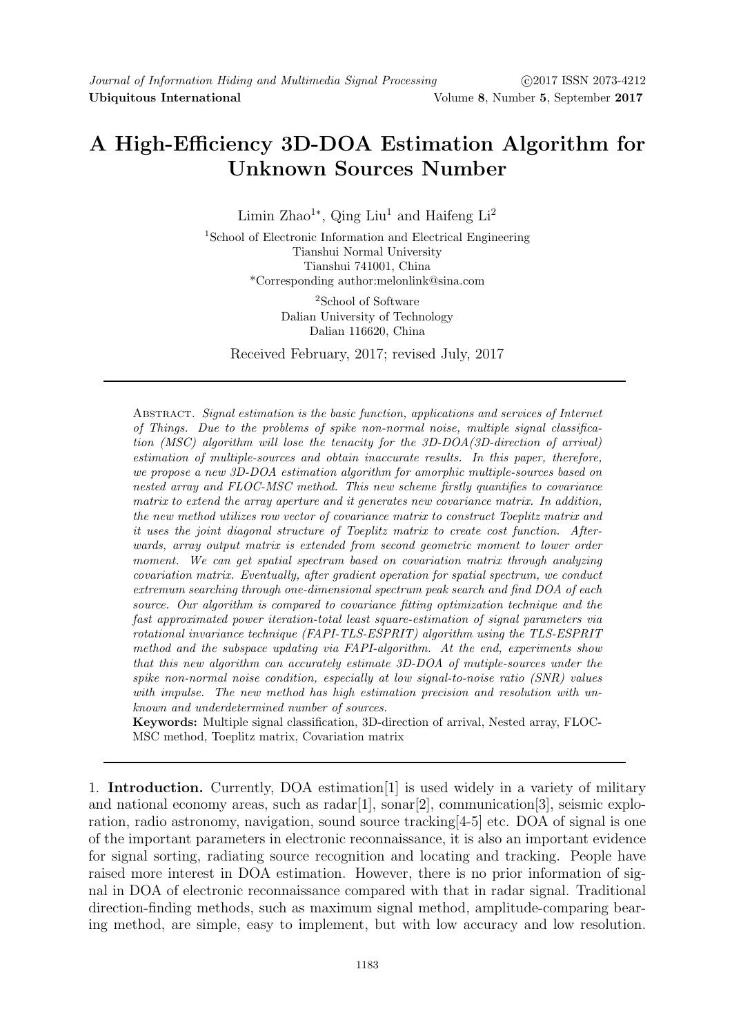# A High-Efficiency 3D-DOA Estimation Algorithm for Unknown Sources Number

Limin Zhao[1*], Qing Liu[1] and Haifeng Li[2]

[1]School of Electronic Information and Electrical Engineering
Tianshui Normal University
Tianshui 741001, China
*Corresponding author:melonlink@sina.com

[2]School of Software
Dalian University of Technology
Dalian 116620, China

Received February, 2017; revised July, 2017

---

Abstract. *Signal estimation is the basic function, applications and services of Internet of Things. Due to the problems of spike non-normal noise, multiple signal classification (MSC) algorithm will lose the tenacity for the 3D-DOA(3D-direction of arrival) estimation of multiple-sources and obtain inaccurate results. In this paper, therefore, we propose a new 3D-DOA estimation algorithm for amorphic multiple-sources based on nested array and FLOC-MSC method. This new scheme firstly quantifies to covariance matrix to extend the array aperture and it generates new covariance matrix. In addition, the new method utilizes row vector of covariance matrix to construct Toeplitz matrix and it uses the joint diagonal structure of Toeplitz matrix to create cost function. Afterwards, array output matrix is extended from second geometric moment to lower order moment. We can get spatial spectrum based on covariation matrix through analyzing covariation matrix. Eventually, after gradient operation for spatial spectrum, we conduct extremum searching through one-dimensional spectrum peak search and find DOA of each source. Our algorithm is compared to covariance fitting optimization technique and the fast approximated power iteration-total least square-estimation of signal parameters via rotational invariance technique (FAPI-TLS-ESPRIT) algorithm using the TLS-ESPRIT method and the subspace updating via FAPI-algorithm. At the end, experiments show that this new algorithm can accurately estimate 3D-DOA of mutiple-sources under the spike non-normal noise condition, especially at low signal-to-noise ratio (SNR) values with impulse. The new method has high estimation precision and resolution with unknown and underdetermined number of sources.*

**Keywords:** Multiple signal classification, 3D-direction of arrival, Nested array, FLOC-MSC method, Toeplitz matrix, Covariation matrix

---

1. **Introduction.** Currently, DOA estimation[1] is used widely in a variety of military and national economy areas, such as radar[1], sonar[2], communication[3], seismic exploration, radio astronomy, navigation, sound source tracking[4-5] etc. DOA of signal is one of the important parameters in electronic reconnaissance, it is also an important evidence for signal sorting, radiating source recognition and locating and tracking. People have raised more interest in DOA estimation. However, there is no prior information of signal in DOA of electronic reconnaissance compared with that in radar signal. Traditional direction-finding methods, such as maximum signal method, amplitude-comparing bearing method, are simple, easy to implement, but with low accuracy and low resolution.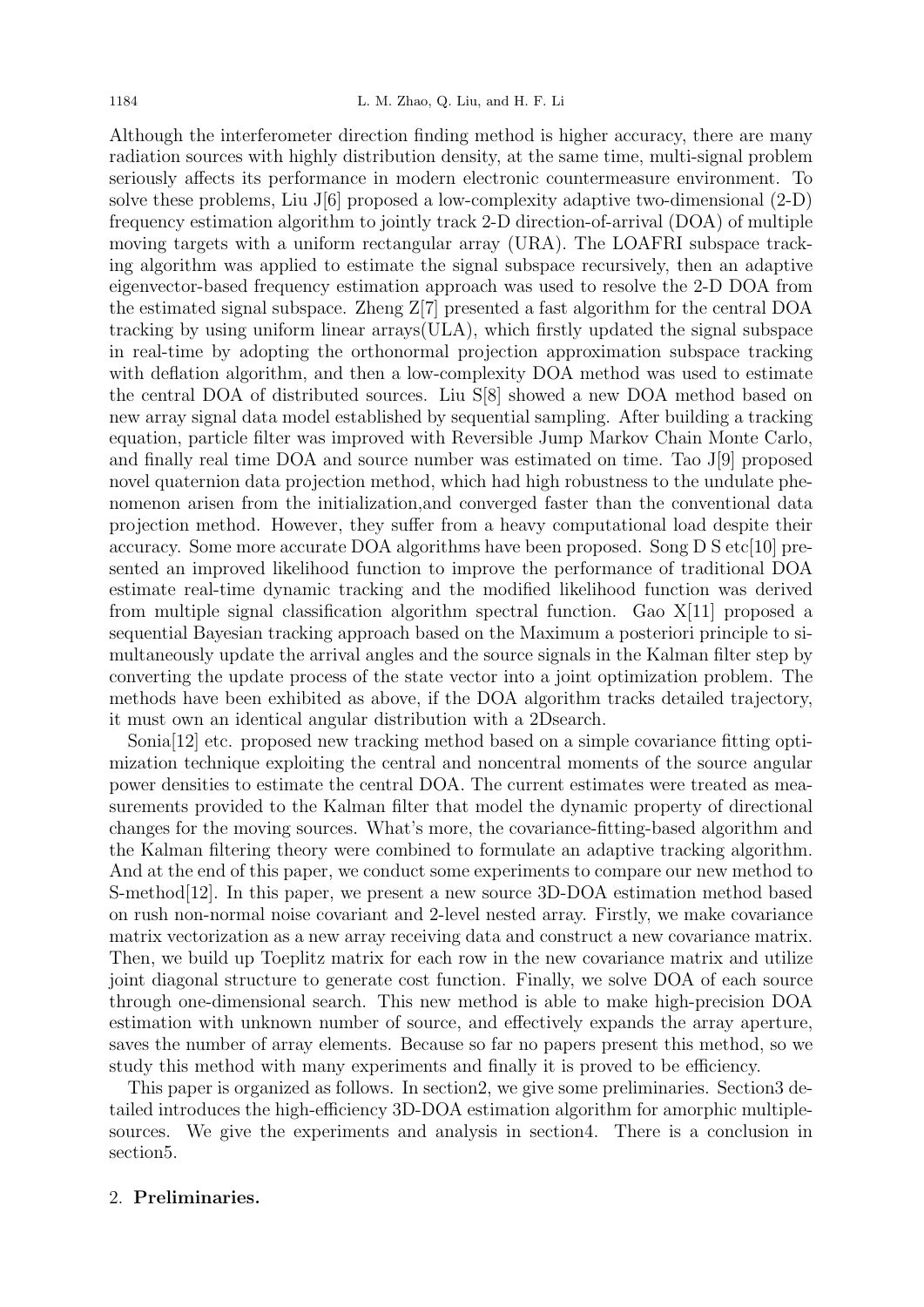Although the interferometer direction finding method is higher accuracy, there are many radiation sources with highly distribution density, at the same time, multi-signal problem seriously affects its performance in modern electronic countermeasure environment. To solve these problems, Liu J[6] proposed a low-complexity adaptive two-dimensional (2-D) frequency estimation algorithm to jointly track 2-D direction-of-arrival (DOA) of multiple moving targets with a uniform rectangular array (URA). The LOAFRI subspace tracking algorithm was applied to estimate the signal subspace recursively, then an adaptive eigenvector-based frequency estimation approach was used to resolve the 2-D DOA from the estimated signal subspace. Zheng Z[7] presented a fast algorithm for the central DOA tracking by using uniform linear arrays(ULA), which firstly updated the signal subspace in real-time by adopting the orthonormal projection approximation subspace tracking with deflation algorithm, and then a low-complexity DOA method was used to estimate the central DOA of distributed sources. Liu S[8] showed a new DOA method based on new array signal data model established by sequential sampling. After building a tracking equation, particle filter was improved with Reversible Jump Markov Chain Monte Carlo, and finally real time DOA and source number was estimated on time. Tao J[9] proposed novel quaternion data projection method, which had high robustness to the undulate phenomenon arisen from the initialization,and converged faster than the conventional data projection method. However, they suffer from a heavy computational load despite their accuracy. Some more accurate DOA algorithms have been proposed. Song D S etc[10] presented an improved likelihood function to improve the performance of traditional DOA estimate real-time dynamic tracking and the modified likelihood function was derived from multiple signal classification algorithm spectral function. Gao X[11] proposed a sequential Bayesian tracking approach based on the Maximum a posteriori principle to simultaneously update the arrival angles and the source signals in the Kalman filter step by converting the update process of the state vector into a joint optimization problem. The methods have been exhibited as above, if the DOA algorithm tracks detailed trajectory, it must own an identical angular distribution with a 2Dsearch.

Sonia[12] etc. proposed new tracking method based on a simple covariance fitting optimization technique exploiting the central and noncentral moments of the source angular power densities to estimate the central DOA. The current estimates were treated as measurements provided to the Kalman filter that model the dynamic property of directional changes for the moving sources. What's more, the covariance-fitting-based algorithm and the Kalman filtering theory were combined to formulate an adaptive tracking algorithm. And at the end of this paper, we conduct some experiments to compare our new method to S-method[12]. In this paper, we present a new source 3D-DOA estimation method based on rush non-normal noise covariant and 2-level nested array. Firstly, we make covariance matrix vectorization as a new array receiving data and construct a new covariance matrix. Then, we build up Toeplitz matrix for each row in the new covariance matrix and utilize joint diagonal structure to generate cost function. Finally, we solve DOA of each source through one-dimensional search. This new method is able to make high-precision DOA estimation with unknown number of source, and effectively expands the array aperture, saves the number of array elements. Because so far no papers present this method, so we study this method with many experiments and finally it is proved to be efficiency.

This paper is organized as follows. In section2, we give some preliminaries. Section3 detailed introduces the high-efficiency 3D-DOA estimation algorithm for amorphic multiplesources. We give the experiments and analysis in section4. There is a conclusion in section5.

## 2. Preliminaries.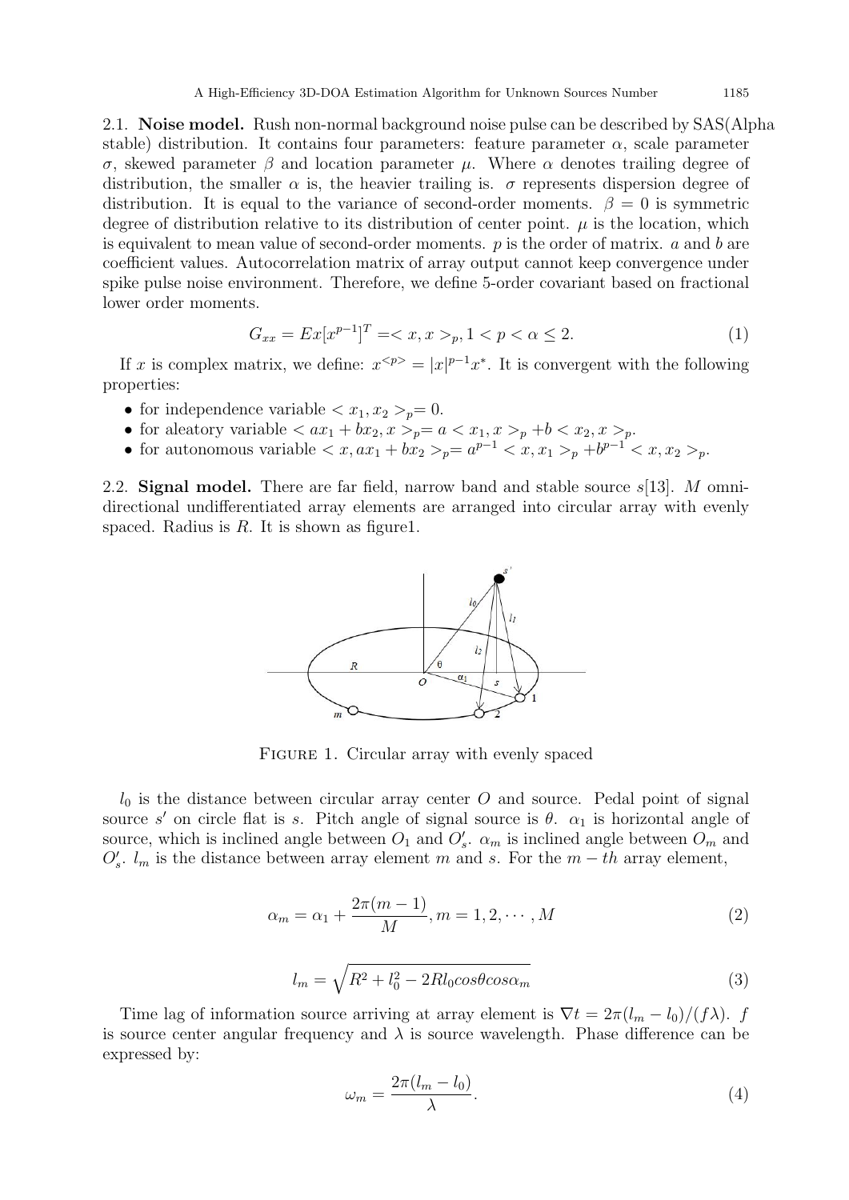2.1. **Noise model.** Rush non-normal background noise pulse can be described by SAS(Alpha stable) distribution. It contains four parameters: feature parameter $\alpha$, scale parameter $\sigma$, skewed parameter $\beta$ and location parameter $\mu$. Where $\alpha$ denotes trailing degree of distribution, the smaller $\alpha$ is, the heavier trailing is. $\sigma$ represents dispersion degree of distribution. It is equal to the variance of second-order moments. $\beta = 0$ is symmetric degree of distribution relative to its distribution of center point. $\mu$ is the location, which is equivalent to mean value of second-order moments. $p$ is the order of matrix. $a$ and $b$ are coefficient values. Autocorrelation matrix of array output cannot keep convergence under spike pulse noise environment. Therefore, we define 5-order covariant based on fractional lower order moments.

$$G_{xx} = Ex[x^{p-1}]^T = < x, x >_p, 1 < p < \alpha \leq 2. \tag{1}$$

If $x$ is complex matrix, we define: $x^{<p>} = |x|^{p-1}x^*$. It is convergent with the following properties:

- for independence variable $< x_1, x_2 >_p = 0$.
- for aleatory variable $< ax_1 + bx_2, x >_p = a < x_1, x >_p + b < x_2, x >_p$.
- for autonomous variable $< x, ax_1 + bx_2 >_p = a^{p-1} < x, x_1 >_p + b^{p-1} < x, x_2 >_p$.

2.2. **Signal model.** There are far field, narrow band and stable source $s$[13]. $M$ omni-directional undifferentiated array elements are arranged into circular array with evenly spaced. Radius is $R$. It is shown as figure1.

FIGURE 1. Circular array with evenly spaced

$l_0$ is the distance between circular array center $O$ and source. Pedal point of signal source $s'$ on circle flat is $s$. Pitch angle of signal source is $\theta$. $\alpha_1$ is horizontal angle of source, which is inclined angle between $O_1$ and $O'_s$. $\alpha_m$ is inclined angle between $O_m$ and $O'_s$. $l_m$ is the distance between array element $m$ and $s$. For the $m-th$ array element,

$$\alpha_m = \alpha_1 + \frac{2\pi(m-1)}{M}, m = 1, 2, \cdots, M \tag{2}$$

$$l_m = \sqrt{R^2 + l_0^2 - 2Rl_0 cos\theta cos\alpha_m} \tag{3}$$

Time lag of information source arriving at array element is $\nabla t = 2\pi(l_m - l_0)/(f\lambda)$. $f$ is source center angular frequency and $\lambda$ is source wavelength. Phase difference can be expressed by:

$$\omega_m = \frac{2\pi(l_m - l_0)}{\lambda}. \tag{4}$$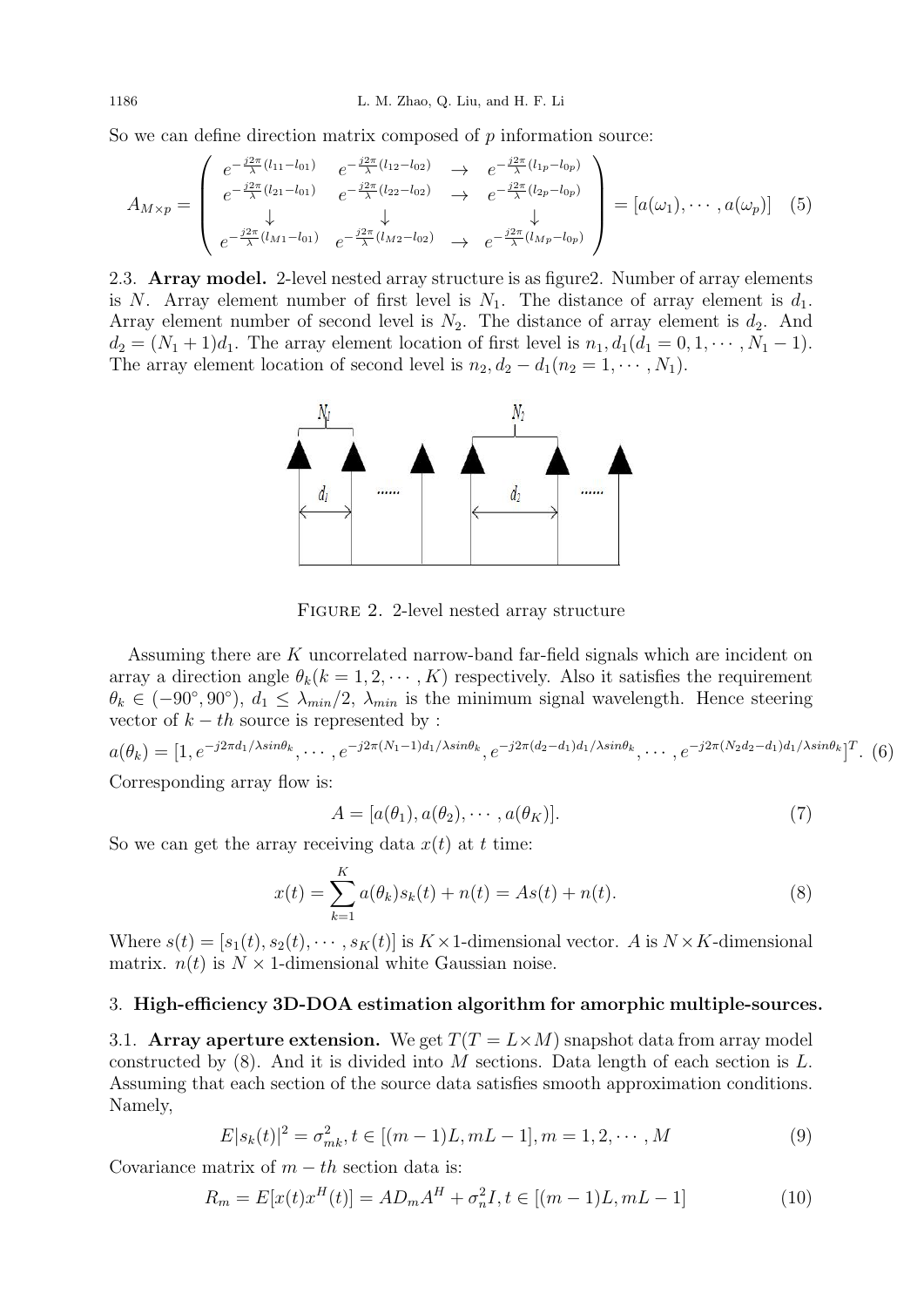So we can define direction matrix composed of $p$ information source:

$$A_{M\times p} = \begin{pmatrix} e^{-\frac{j2\pi}{\lambda}(l_{11}-l_{01})} & e^{-\frac{j2\pi}{\lambda}(l_{12}-l_{02})} & \rightarrow & e^{-\frac{j2\pi}{\lambda}(l_{1p}-l_{0p})} \\ e^{-\frac{j2\pi}{\lambda}(l_{21}-l_{01})} & e^{-\frac{j2\pi}{\lambda}(l_{22}-l_{02})} & \rightarrow & e^{-\frac{j2\pi}{\lambda}(l_{2p}-l_{0p})} \\ \downarrow & \downarrow & & \downarrow \\ e^{-\frac{j2\pi}{\lambda}(l_{M1}-l_{01})} & e^{-\frac{j2\pi}{\lambda}(l_{M2}-l_{02})} & \rightarrow & e^{-\frac{j2\pi}{\lambda}(l_{Mp}-l_{0p})} \end{pmatrix} = [a(\omega_1), \cdots, a(\omega_p)] \quad (5)$$

2.3. **Array model.** 2-level nested array structure is as figure2. Number of array elements is $N$. Array element number of first level is $N_1$. The distance of array element is $d_1$. Array element number of second level is $N_2$. The distance of array element is $d_2$. And $d_2 = (N_1+1)d_1$. The array element location of first level is $n_1, d_1 (d_1 = 0, 1, \cdots, N_1 - 1)$. The array element location of second level is $n_2, d_2 - d_1 (n_2 = 1, \cdots, N_1)$.

Figure 2. 2-level nested array structure

Assuming there are $K$ uncorrelated narrow-band far-field signals which are incident on array a direction angle $\theta_k (k = 1, 2, \cdots, K)$ respectively. Also it satisfies the requirement $\theta_k \in (-90^\circ, 90^\circ)$, $d_1 \le \lambda_{min}/2$, $\lambda_{min}$ is the minimum signal wavelength. Hence steering vector of $k-th$ source is represented by :

$$a(\theta_k) = [1, e^{-j2\pi d_1/\lambda sin\theta_k}, \cdots, e^{-j2\pi(N_1-1)d_1/\lambda sin\theta_k}, e^{-j2\pi(d_2-d_1)d_1/\lambda sin\theta_k}, \cdots, e^{-j2\pi(N_2 d_2 - d_1)d_1/\lambda sin\theta_k}]^T. \quad (6)$$

Corresponding array flow is:

$$A = [a(\theta_1), a(\theta_2), \cdots, a(\theta_K)]. \quad (7)$$

So we can get the array receiving data $x(t)$ at $t$ time:

$$x(t) = \sum_{k=1}^{K} a(\theta_k)s_k(t) + n(t) = As(t) + n(t). \quad (8)$$

Where $s(t) = [s_1(t), s_2(t), \cdots, s_K(t)]$ is $K\times 1$-dimensional vector. $A$ is $N\times K$-dimensional matrix. $n(t)$ is $N\times 1$-dimensional white Gaussian noise.

## 3. High-efficiency 3D-DOA estimation algorithm for amorphic multiple-sources.

3.1. **Array aperture extension.** We get $T (T = L\times M)$ snapshot data from array model constructed by (8). And it is divided into $M$ sections. Data length of each section is $L$. Assuming that each section of the source data satisfies smooth approximation conditions. Namely,

$$E|s_k(t)|^2 = \sigma_{mk}^2, t \in [(m-1)L, mL-1], m = 1, 2, \cdots, M \quad (9)$$

Covariance matrix of $m-th$ section data is:

$$R_m = E[x(t)x^H(t)] = AD_m A^H + \sigma_n^2 I, t \in [(m-1)L, mL-1] \quad (10)$$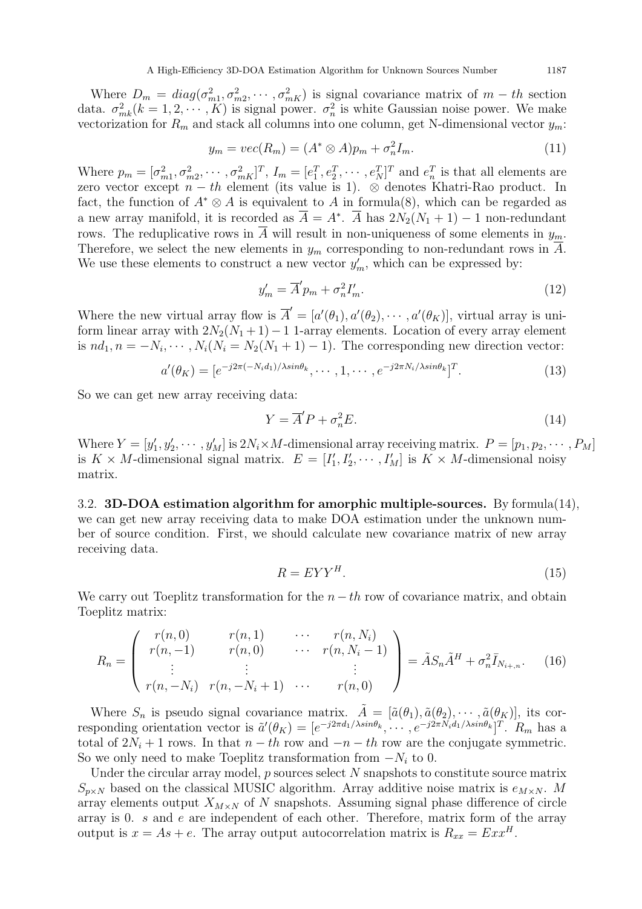Where $D_m = diag(\sigma_{m1}^2, \sigma_{m2}^2, \cdots, \sigma_{mK}^2)$ is signal covariance matrix of $m-th$ section data. $\sigma_{mk}^2 (k = 1, 2, \cdots, K)$ is signal power. $\sigma_n^2$ is white Gaussian noise power. We make vectorization for $R_m$ and stack all columns into one column, get N-dimensional vector $y_m$:

$$y_m = vec(R_m) = (A^* \otimes A)p_m + \sigma_n^2 I_m. \tag{11}$$

Where $p_m = [\sigma_{m1}^2, \sigma_{m2}^2, \cdots, \sigma_{mK}^2]^T$, $I_m = [e_1^T, e_2^T, \cdots, e_N^T]^T$ and $e_n^T$ is that all elements are zero vector except $n-th$ element (its value is 1). $\otimes$ denotes Khatri-Rao product. In fact, the function of $A^* \otimes A$ is equivalent to $A$ in formula(8), which can be regarded as a new array manifold, it is recorded as $\overline{A} = A^*$. $\overline{A}$ has $2N_2(N_1+1)-1$ non-redundant rows. The reduplicative rows in $\overline{A}$ will result in non-uniqueness of some elements in $y_m$. Therefore, we select the new elements in $y_m$ corresponding to non-redundant rows in $\overline{A}$. We use these elements to construct a new vector $y_m'$, which can be expressed by:

$$y_m' = \overline{A}' p_m + \sigma_n^2 I_m'. \tag{12}$$

Where the new virtual array flow is $\overline{A}' = [a'(\theta_1), a'(\theta_2), \cdots, a'(\theta_K)]$, virtual array is uniform linear array with $2N_2(N_1+1)-1$ 1-array elements. Location of every array element is $nd_1, n = -N_i, \cdots, N_i (N_i = N_2(N_1+1)-1)$. The corresponding new direction vector:

$$a'(\theta_K) = [e^{-j2\pi(-N_i d_1)/\lambda sin\theta_k}, \cdots, 1, \cdots, e^{-j2\pi N_i/\lambda sin\theta_k}]^T. \tag{13}$$

So we can get new array receiving data:

$$Y = \overline{A}' P + \sigma_n^2 E. \tag{14}$$

Where $Y = [y_1', y_2', \cdots, y_M']$ is $2N_i \times M$-dimensional array receiving matrix. $P = [p_1, p_2, \cdots, P_M]$ is $K \times M$-dimensional signal matrix. $E = [I_1', I_2', \cdots, I_M']$ is $K \times M$-dimensional noisy matrix.

**3.2. 3D-DOA estimation algorithm for amorphic multiple-sources.** By formula(14), we can get new array receiving data to make DOA estimation under the unknown number of source condition. First, we should calculate new covariance matrix of new array receiving data.

$$R = EYY^H. \tag{15}$$

We carry out Toeplitz transformation for the $n-th$ row of covariance matrix, and obtain Toeplitz matrix:

$$R_n = \begin{pmatrix} r(n,0) & r(n,1) & \cdots & r(n,N_i) \\ r(n,-1) & r(n,0) & \cdots & r(n,N_i-1) \\ \vdots & \vdots & & \vdots \\ r(n,-N_i) & r(n,-N_i+1) & \cdots & r(n,0) \end{pmatrix} = \tilde{A} S_n \tilde{A}^H + \sigma_n^2 \bar{I}_{N_{i+},n}. \tag{16}$$

Where $S_n$ is pseudo signal covariance matrix. $\tilde{A} = [\tilde{a}(\theta_1), \tilde{a}(\theta_2), \cdots, \tilde{a}(\theta_K)]$, its corresponding orientation vector is $\tilde{a}'(\theta_K) = [e^{-j2\pi d_1/\lambda sin\theta_k}, \cdots, e^{-j2\pi N_i d_1/\lambda sin\theta_k}]^T$. $R_m$ has a total of $2N_i+1$ rows. In that $n-th$ row and $-n-th$ row are the conjugate symmetric. So we only need to make Toeplitz transformation from $-N_i$ to 0.

Under the circular array model, $p$ sources select $N$ snapshots to constitute source matrix $S_{p\times N}$ based on the classical MUSIC algorithm. Array additive noise matrix is $e_{M\times N}$. $M$ array elements output $X_{M\times N}$ of $N$ snapshots. Assuming signal phase difference of circle array is 0. $s$ and $e$ are independent of each other. Therefore, matrix form of the array output is $x = As + e$. The array output autocorrelation matrix is $R_{xx} = Exx^H$.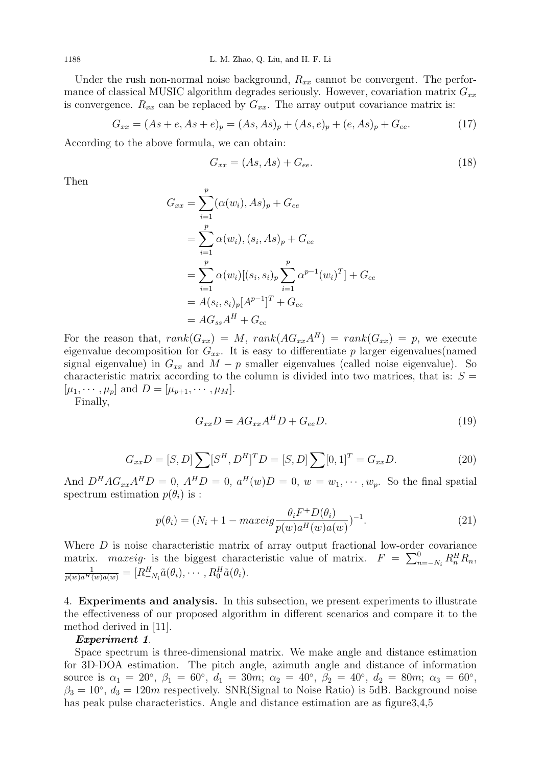Under the rush non-normal noise background, $R_{xx}$ cannot be convergent. The performance of classical MUSIC algorithm degrades seriously. However, covariation matrix $G_{xx}$ is convergence. $R_{xx}$ can be replaced by $G_{xx}$. The array output covariance matrix is:

$$G_{xx} = (As + e, As + e)_p = (As, As)_p + (As, e)_p + (e, As)_p + G_{ee}. \tag{17}$$

According to the above formula, we can obtain:

$$G_{xx} = (As, As) + G_{ee}. \tag{18}$$

Then

$$\begin{aligned}
G_{xx} &= \sum_{i=1}^{p} (\alpha(w_i), As)_p + G_{ee} \\
&= \sum_{i=1}^{p} \alpha(w_i), (s_i, As)_p + G_{ee} \\
&= \sum_{i=1}^{p} \alpha(w_i)[(s_i, s_i)_p \sum_{i=1}^{p} \alpha^{p-1}(w_i)^T] + G_{ee} \\
&= A(s_i, s_i)_p [A^{p-1}]^T + G_{ee} \\
&= AG_{ss}A^H + G_{ee}
\end{aligned}$$

For the reason that, $rank(G_{xx}) = M$, $rank(AG_{xx}A^H) = rank(G_{xx}) = p$, we execute eigenvalue decomposition for $G_{xx}$. It is easy to differentiate $p$ larger eigenvalues(named signal eigenvalue) in $G_{xx}$ and $M - p$ smaller eigenvalues (called noise eigenvalue). So characteristic matrix according to the column is divided into two matrices, that is: $S = [\mu_1, \cdots, \mu_p]$ and $D = [\mu_{p+1}, \cdots, \mu_M]$.

Finally,

$$G_{xx}D = AG_{xx}A^H D + G_{ee}D. \tag{19}$$

$$G_{xx}D = [S, D] \sum [S^H, D^H]^T D = [S, D] \sum [0, 1]^T = G_{xx}D. \tag{20}$$

And $D^H AG_{xx}A^H D = 0$, $A^H D = 0$, $a^H(w)D = 0$, $w = w_1, \cdots, w_p$. So the final spatial spectrum estimation $p(\theta_i)$ is :

$$p(\theta_i) = (N_i + 1 - maxeig \frac{\theta_i F^+ D(\theta_i)}{p(w)a^H(w)a(w)})^{-1}. \tag{21}$$

Where $D$ is noise characteristic matrix of array output fractional low-order covariance matrix. $maxeig\cdot$ is the biggest characteristic value of matrix. $F = \sum_{n=-N_i}^{0} R_n^H R_n$, $\frac{1}{p(w)a^H(w)a(w)} = [R_{-N_i}^H \tilde{a}(\theta_i), \cdots, R_0^H \tilde{a}(\theta_i)$.

4. **Experiments and analysis.** In this subsection, we present experiments to illustrate the effectiveness of our proposed algorithm in different scenarios and compare it to the method derived in [11].

***Experiment 1***.

Space spectrum is three-dimensional matrix. We make angle and distance estimation for 3D-DOA estimation. The pitch angle, azimuth angle and distance of information source is $\alpha_1 = 20^\circ$, $\beta_1 = 60^\circ$, $d_1 = 30m$; $\alpha_2 = 40^\circ$, $\beta_2 = 40^\circ$, $d_2 = 80m$; $\alpha_3 = 60^\circ$, $\beta_3 = 10^\circ$, $d_3 = 120m$ respectively. SNR(Signal to Noise Ratio) is 5dB. Background noise has peak pulse characteristics. Angle and distance estimation are as figure3,4,5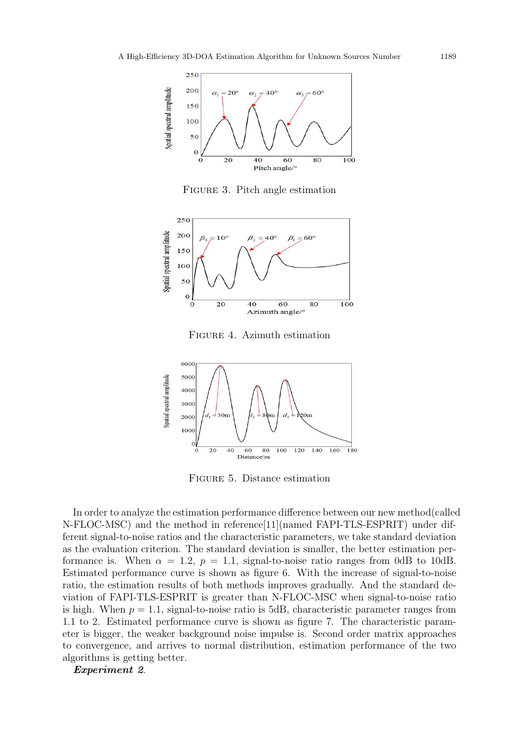FIGURE 3. Pitch angle estimation

FIGURE 4. Azimuth estimation

FIGURE 5. Distance estimation

In order to analyze the estimation performance difference between our new method(called N-FLOC-MSC) and the method in reference[11](named FAPI-TLS-ESPRIT) under different signal-to-noise ratios and the characteristic parameters, we take standard deviation as the evaluation criterion. The standard deviation is smaller, the better estimation performance is. When $\alpha = 1.2$, $p = 1.1$, signal-to-noise ratio ranges from 0dB to 10dB. Estimated performance curve is shown as figure 6. With the increase of signal-to-noise ratio, the estimation results of both methods improves gradually. And the standard deviation of FAPI-TLS-ESPRIT is greater than N-FLOC-MSC when signal-to-noise ratio is high. When $p = 1.1$, signal-to-noise ratio is 5dB, characteristic parameter ranges from 1.1 to 2. Estimated performance curve is shown as figure 7. The characteristic parameter is bigger, the weaker background noise impulse is. Second order matrix approaches to convergence, and arrives to normal distribution, estimation performance of the two algorithms is getting better.

***Experiment 2.***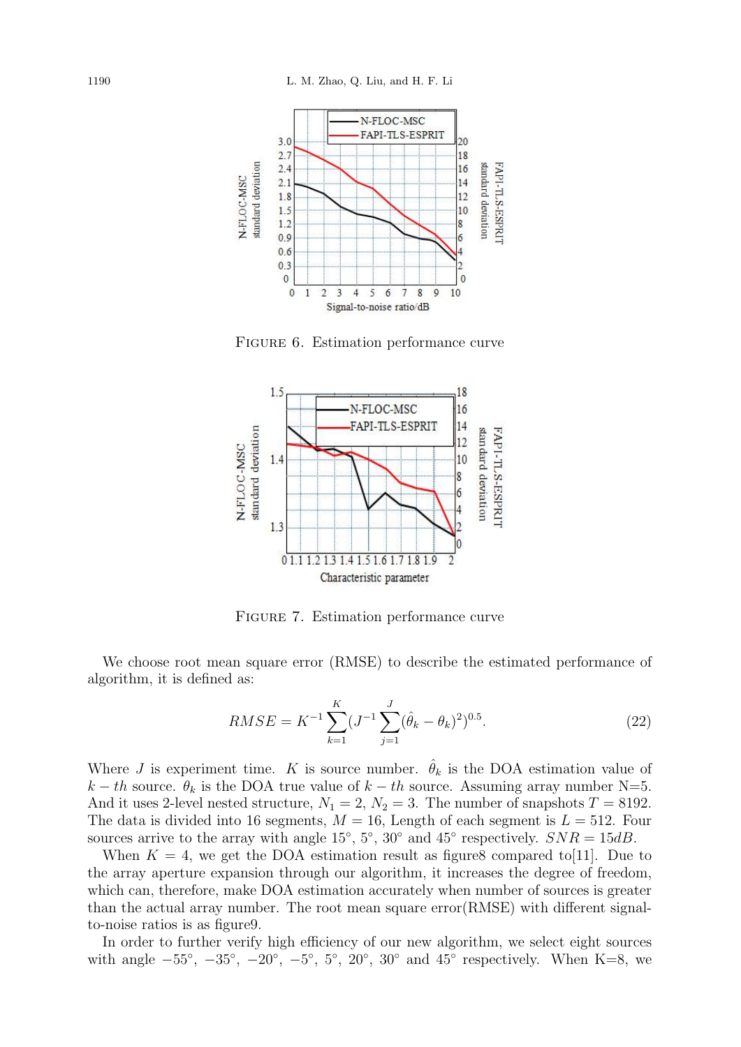FIGURE 6. Estimation performance curve

FIGURE 7. Estimation performance curve

We choose root mean square error (RMSE) to describe the estimated performance of algorithm, it is defined as:

$$RMSE = K^{-1} \sum_{k=1}^{K} (J^{-1} \sum_{j=1}^{J} (\hat{\theta}_k - \theta_k)^2)^{0.5}. \tag{22}$$

Where $J$ is experiment time. $K$ is source number. $\hat{\theta}_k$ is the DOA estimation value of $k-th$ source. $\theta_k$ is the DOA true value of $k-th$ source. Assuming array number N=5. And it uses 2-level nested structure, $N_1 = 2$, $N_2 = 3$. The number of snapshots $T = 8192$. The data is divided into 16 segments, $M = 16$, Length of each segment is $L = 512$. Four sources arrive to the array with angle 15°, 5°, 30° and 45° respectively. $SNR = 15dB$.

When $K = 4$, we get the DOA estimation result as figure8 compared to[11]. Due to the array aperture expansion through our algorithm, it increases the degree of freedom, which can, therefore, make DOA estimation accurately when number of sources is greater than the actual array number. The root mean square error(RMSE) with different signal-to-noise ratios is as figure9.

In order to further verify high efficiency of our new algorithm, we select eight sources with angle −55°, −35°, −20°, −5°, 5°, 20°, 30° and 45° respectively. When K=8, we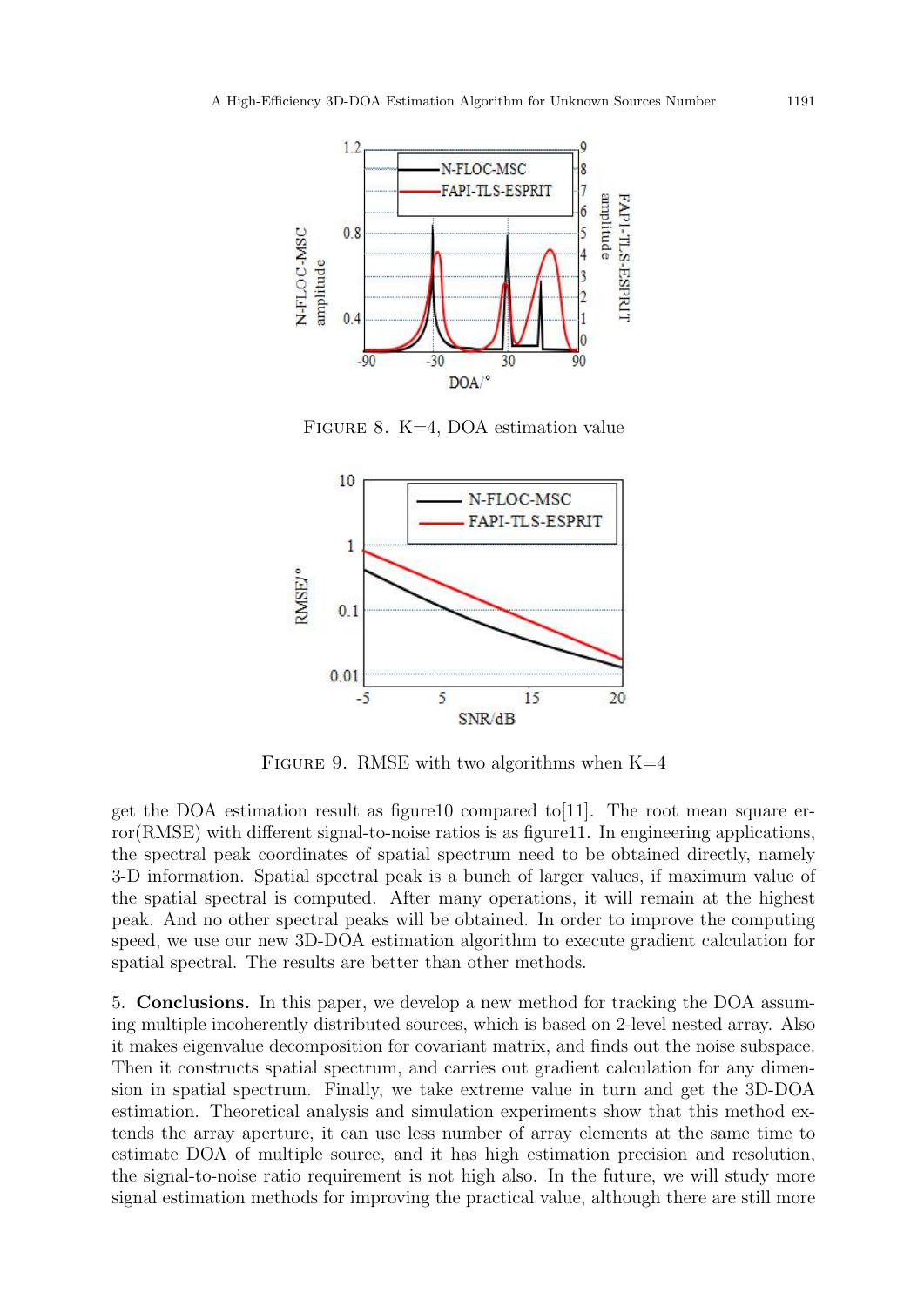FIGURE 8. K=4, DOA estimation value

FIGURE 9. RMSE with two algorithms when K=4

get the DOA estimation result as figure10 compared to[11]. The root mean square error(RMSE) with different signal-to-noise ratios is as figure11. In engineering applications, the spectral peak coordinates of spatial spectrum need to be obtained directly, namely 3-D information. Spatial spectral peak is a bunch of larger values, if maximum value of the spatial spectral is computed. After many operations, it will remain at the highest peak. And no other spectral peaks will be obtained. In order to improve the computing speed, we use our new 3D-DOA estimation algorithm to execute gradient calculation for spatial spectral. The results are better than other methods.

5. **Conclusions.** In this paper, we develop a new method for tracking the DOA assuming multiple incoherently distributed sources, which is based on 2-level nested array. Also it makes eigenvalue decomposition for covariant matrix, and finds out the noise subspace. Then it constructs spatial spectrum, and carries out gradient calculation for any dimension in spatial spectrum. Finally, we take extreme value in turn and get the 3D-DOA estimation. Theoretical analysis and simulation experiments show that this method extends the array aperture, it can use less number of array elements at the same time to estimate DOA of multiple source, and it has high estimation precision and resolution, the signal-to-noise ratio requirement is not high also. In the future, we will study more signal estimation methods for improving the practical value, although there are still more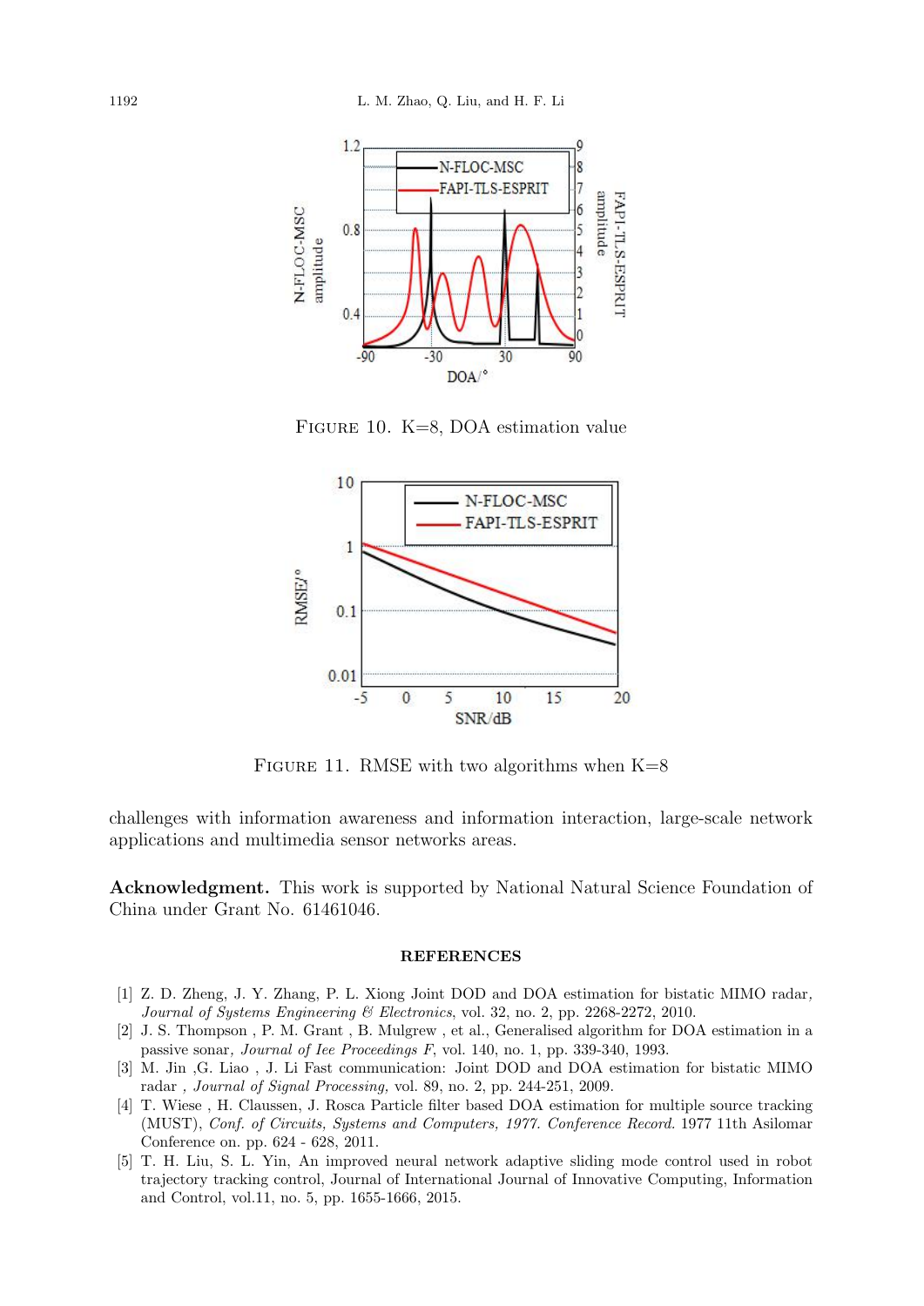FIGURE 10. K=8, DOA estimation value

FIGURE 11. RMSE with two algorithms when K=8

challenges with information awareness and information interaction, large-scale network applications and multimedia sensor networks areas.

**Acknowledgment.** This work is supported by National Natural Science Foundation of China under Grant No. 61461046.

## REFERENCES

[1] Z. D. Zheng, J. Y. Zhang, P. L. Xiong Joint DOD and DOA estimation for bistatic MIMO radar, *Journal of Systems Engineering & Electronics*, vol. 32, no. 2, pp. 2268-2272, 2010.

[2] J. S. Thompson , P. M. Grant , B. Mulgrew , et al., Generalised algorithm for DOA estimation in a passive sonar*, Journal of Iee Proceedings F*, vol. 140, no. 1, pp. 339-340, 1993.

[3] M. Jin ,G. Liao , J. Li Fast communication: Joint DOD and DOA estimation for bistatic MIMO radar *, Journal of Signal Processing,* vol. 89, no. 2, pp. 244-251, 2009.

[4] T. Wiese , H. Claussen, J. Rosca Particle filter based DOA estimation for multiple source tracking (MUST), *Conf. of Circuits, Systems and Computers, 1977. Conference Record.* 1977 11th Asilomar Conference on. pp. 624 - 628, 2011.

[5] T. H. Liu, S. L. Yin, An improved neural network adaptive sliding mode control used in robot trajectory tracking control, Journal of International Journal of Innovative Computing, Information and Control, vol.11, no. 5, pp. 1655-1666, 2015.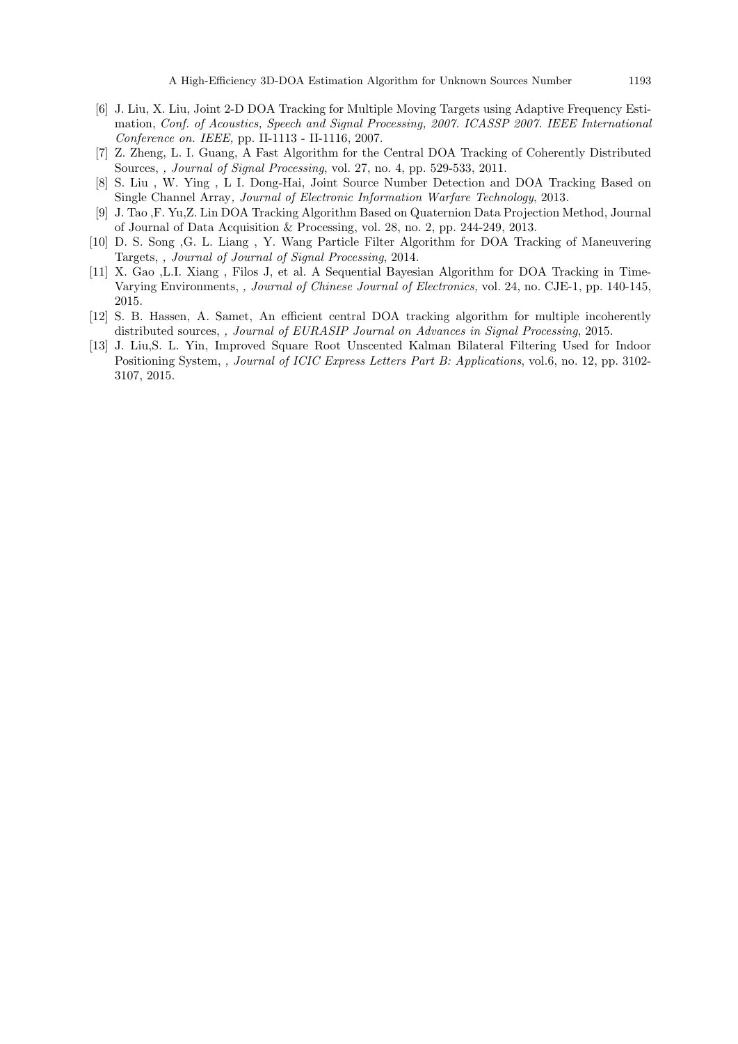[6] J. Liu, X. Liu, Joint 2-D DOA Tracking for Multiple Moving Targets using Adaptive Frequency Estimation, *Conf. of Acoustics, Speech and Signal Processing, 2007. ICASSP 2007. IEEE International Conference on. IEEE,* pp. II-1113 - II-1116, 2007.

[7] Z. Zheng, L. I. Guang, A Fast Algorithm for the Central DOA Tracking of Coherently Distributed Sources, *, Journal of Signal Processing*, vol. 27, no. 4, pp. 529-533, 2011.

[8] S. Liu , W. Ying , L I. Dong-Hai, Joint Source Number Detection and DOA Tracking Based on Single Channel Array*, Journal of Electronic Information Warfare Technology*, 2013.

[9] J. Tao ,F. Yu,Z. Lin DOA Tracking Algorithm Based on Quaternion Data Projection Method, Journal of Journal of Data Acquisition & Processing, vol. 28, no. 2, pp. 244-249, 2013.

[10] D. S. Song ,G. L. Liang , Y. Wang Particle Filter Algorithm for DOA Tracking of Maneuvering Targets, *, Journal of Journal of Signal Processing*, 2014.

[11] X. Gao ,L.I. Xiang , Filos J, et al. A Sequential Bayesian Algorithm for DOA Tracking in Time-Varying Environments, *, Journal of Chinese Journal of Electronics,* vol. 24, no. CJE-1, pp. 140-145, 2015.

[12] S. B. Hassen, A. Samet, An efficient central DOA tracking algorithm for multiple incoherently distributed sources, *, Journal of EURASIP Journal on Advances in Signal Processing*, 2015.

[13] J. Liu,S. L. Yin, Improved Square Root Unscented Kalman Bilateral Filtering Used for Indoor Positioning System, *, Journal of ICIC Express Letters Part B: Applications*, vol.6, no. 12, pp. 3102-3107, 2015.